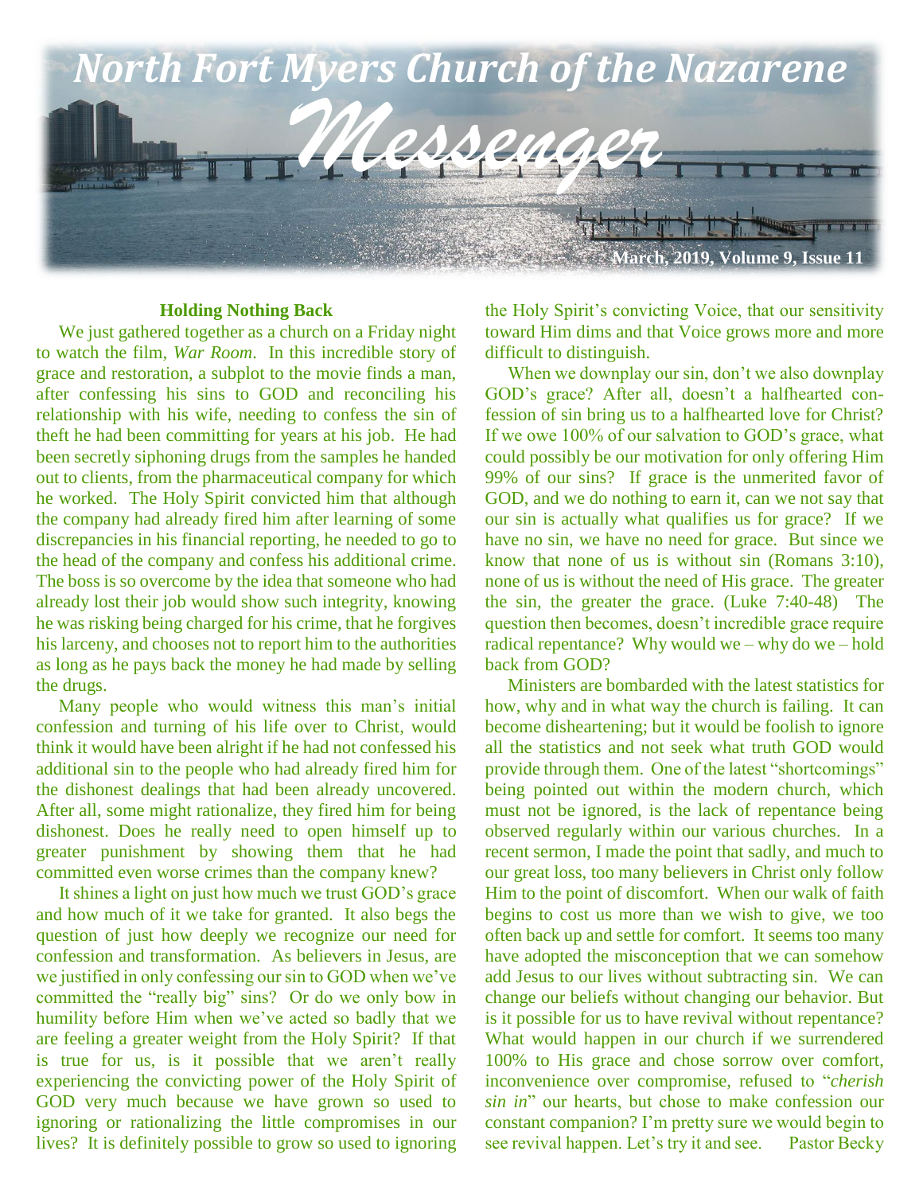# North Fort Myers Church of the Nazarene

# *Messenger*

**March, 2019, Volume 9, Issue 11**

### Holding Nothing Back

We just gathered together as a church on a Friday night to watch the film, *War Room*. In this incredible story of grace and restoration, a subplot to the movie finds a man, after confessing his sins to GOD and reconciling his relationship with his wife, needing to confess the sin of theft he had been committing for years at his job. He had been secretly siphoning drugs from the samples he handed out to clients, from the pharmaceutical company for which he worked. The Holy Spirit convicted him that although the company had already fired him after learning of some discrepancies in his financial reporting, he needed to go to the head of the company and confess his additional crime. The boss is so overcome by the idea that someone who had already lost their job would show such integrity, knowing he was risking being charged for his crime, that he forgives his larceny, and chooses not to report him to the authorities as long as he pays back the money he had made by selling the drugs.

Many people who would witness this man's initial confession and turning of his life over to Christ, would think it would have been alright if he had not confessed his additional sin to the people who had already fired him for the dishonest dealings that had been already uncovered. After all, some might rationalize, they fired him for being dishonest. Does he really need to open himself up to greater punishment by showing them that he had committed even worse crimes than the company knew?

It shines a light on just how much we trust GOD's grace and how much of it we take for granted. It also begs the question of just how deeply we recognize our need for confession and transformation. As believers in Jesus, are we justified in only confessing our sin to GOD when we've committed the "really big" sins? Or do we only bow in humility before Him when we've acted so badly that we are feeling a greater weight from the Holy Spirit? If that is true for us, is it possible that we aren't really experiencing the convicting power of the Holy Spirit of GOD very much because we have grown so used to ignoring or rationalizing the little compromises in our lives? It is definitely possible to grow so used to ignoring the Holy Spirit's convicting Voice, that our sensitivity toward Him dims and that Voice grows more and more difficult to distinguish.

When we downplay our sin, don't we also downplay GOD's grace? After all, doesn't a halfhearted confession of sin bring us to a halfhearted love for Christ? If we owe 100% of our salvation to GOD's grace, what could possibly be our motivation for only offering Him 99% of our sins? If grace is the unmerited favor of GOD, and we do nothing to earn it, can we not say that our sin is actually what qualifies us for grace? If we have no sin, we have no need for grace. But since we know that none of us is without sin (Romans 3:10), none of us is without the need of His grace. The greater the sin, the greater the grace. (Luke 7:40-48) The question then becomes, doesn't incredible grace require radical repentance? Why would we – why do we – hold back from GOD?

Ministers are bombarded with the latest statistics for how, why and in what way the church is failing. It can become disheartening; but it would be foolish to ignore all the statistics and not seek what truth GOD would provide through them. One of the latest "shortcomings" being pointed out within the modern church, which must not be ignored, is the lack of repentance being observed regularly within our various churches. In a recent sermon, I made the point that sadly, and much to our great loss, too many believers in Christ only follow Him to the point of discomfort. When our walk of faith begins to cost us more than we wish to give, we too often back up and settle for comfort. It seems too many have adopted the misconception that we can somehow add Jesus to our lives without subtracting sin. We can change our beliefs without changing our behavior. But is it possible for us to have revival without repentance? What would happen in our church if we surrendered 100% to His grace and chose sorrow over comfort, inconvenience over compromise, refused to "*cherish sin in*" our hearts, but chose to make confession our constant companion? I'm pretty sure we would begin to see revival happen. Let's try it and see. Pastor Becky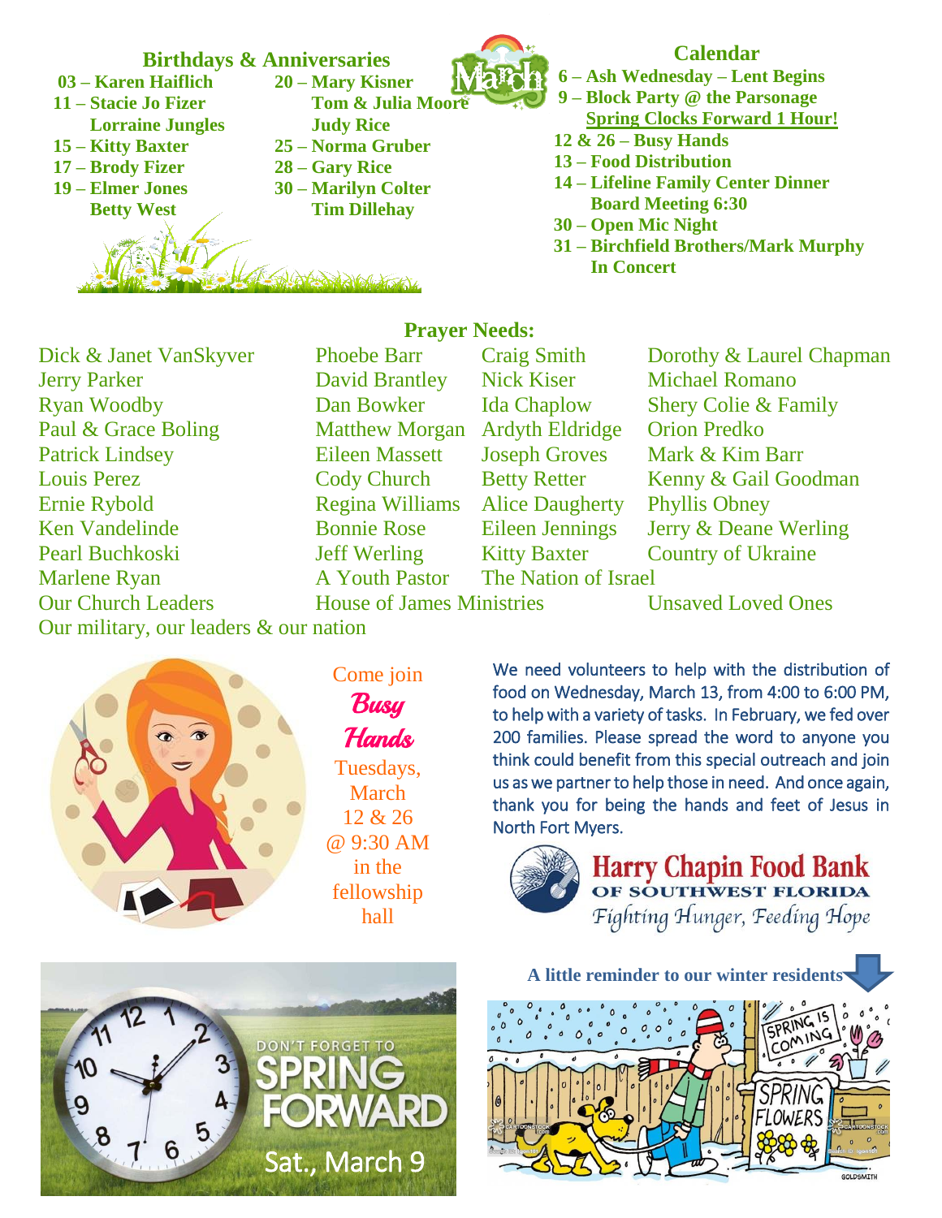## Birthdays & Anniversaries

03 – Karen Haiflich
11 – Stacie Jo Fizer
Lorraine Jungles
15 – Kitty Baxter
17 – Brody Fizer
19 – Elmer Jones
Betty West
20 – Mary Kisner
Tom & Julia Moore
Judy Rice
25 – Norma Gruber
28 – Gary Rice
30 – Marilyn Colter
Tim Dillehay

## Calendar

**6 – Ash Wednesday – Lent Begins**
**9 – Block Party @ the Parsonage**
**Spring Clocks Forward 1 Hour!**
**12 & 26 – Busy Hands**
**13 – Food Distribution**
**14 – Lifeline Family Center Dinner Board Meeting 6:30**
**30 – Open Mic Night**
**31 – Birchfield Brothers/Mark Murphy In Concert**

## Prayer Needs:

Dick & Janet VanSkyver
Jerry Parker
Ryan Woodby
Paul & Grace Boling
Patrick Lindsey
Louis Perez
Ernie Rybold
Ken Vandelinde
Pearl Buchkoski
Marlene Ryan
Our Church Leaders
Phoebe Barr
David Brantley
Dan Bowker
Matthew Morgan
Eileen Massett
Cody Church
Regina Williams
Bonnie Rose
Jeff Werling
A Youth Pastor
House of James Ministries
Craig Smith
Nick Kiser
Ida Chaplow
Ardyth Eldridge
Joseph Groves
Betty Retter
Alice Daugherty
Eileen Jennings
Kitty Baxter
The Nation of Israel
Dorothy & Laurel Chapman
Michael Romano
Shery Colie & Family
Orion Predko
Mark & Kim Barr
Kenny & Gail Goodman
Phyllis Obney
Jerry & Deane Werling
Country of Ukraine
Unsaved Loved Ones
Our military, our leaders & our nation

Come join *Busy Hands* Tuesdays, March 12 & 26 @ 9:30 AM in the fellowship hall

We need volunteers to help with the distribution of food on Wednesday, March 13, from 4:00 to 6:00 PM, to help with a variety of tasks. In February, we fed over 200 families. Please spread the word to anyone you think could benefit from this special outreach and join us as we partner to help those in need. And once again, thank you for being the hands and feet of Jesus in North Fort Myers.

**Harry Chapin Food Bank**
**OF SOUTHWEST FLORIDA**
*Fighting Hunger, Feeding Hope*

DON'T FORGET TO SPRING FORWARD Sat., March 9

**A little reminder to our winter residents**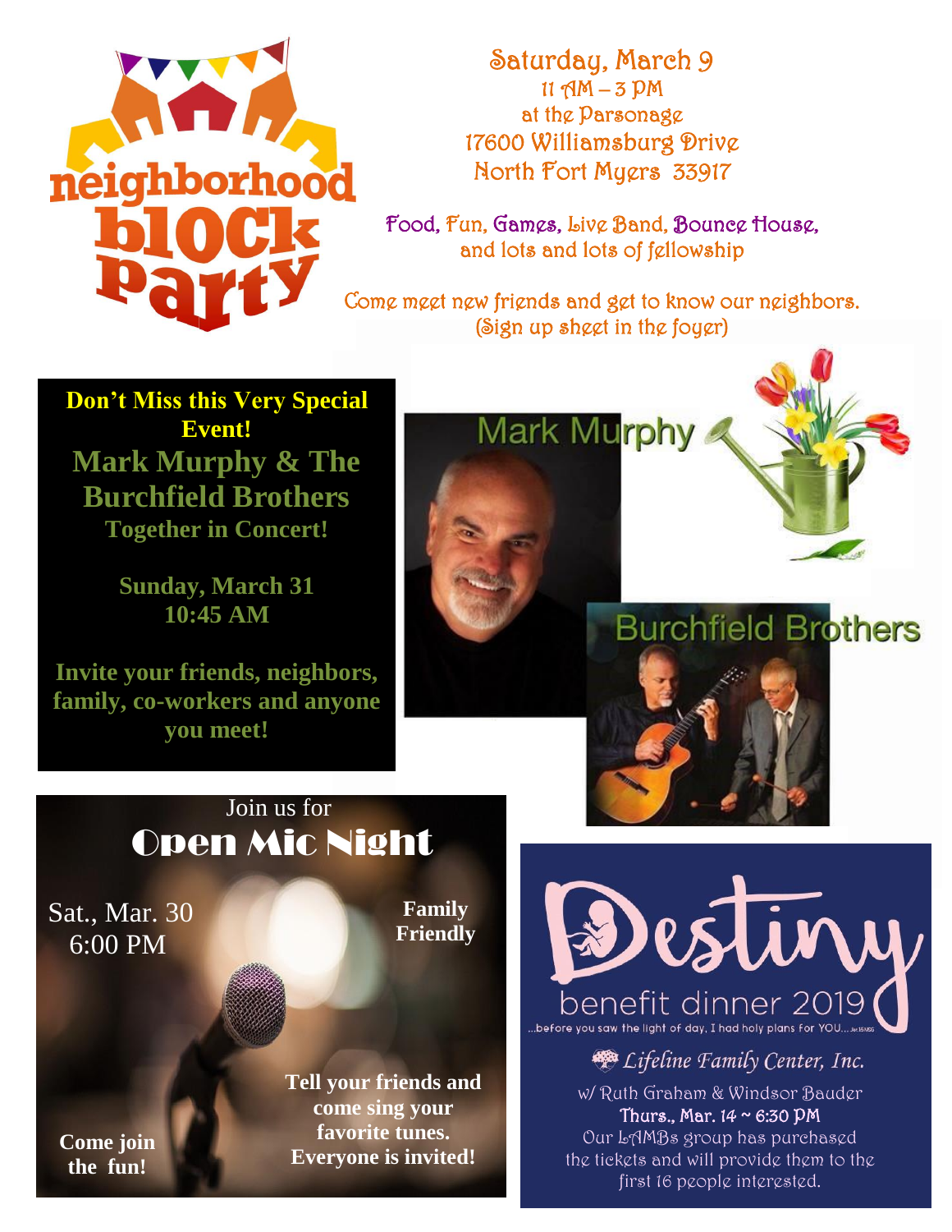# neighborhood block party

Saturday, March 9
11 AM – 3 PM
at the Parsonage
17600 Williamsburg Drive
North Fort Myers 33917

Food, Fun, Games, Live Band, Bounce House, and lots and lots of fellowship

Come meet new friends and get to know our neighbors.
(Sign up sheet in the foyer)

**Don't Miss this Very Special Event!**

## Mark Murphy & The Burchfield Brothers

**Together in Concert!**

**Sunday, March 31**
**10:45 AM**

**Invite your friends, neighbors, family, co-workers and anyone you meet!**

Mark Murphy

Burchfield Brothers

Join us for

## Open Mic Night

Sat., Mar. 30
6:00 PM

**Family Friendly**

**Tell your friends and come sing your favorite tunes. Everyone is invited!**

**Come join the fun!**

## Destiny

benefit dinner 2019

...before you saw the light of day, I had holy plans for YOU...

*Lifeline Family Center, Inc.*

w/ Ruth Graham & Windsor Bauder
Thurs., Mar. 14 ~ 6:30 PM
Our LAMBs group has purchased the tickets and will provide them to the first 16 people interested.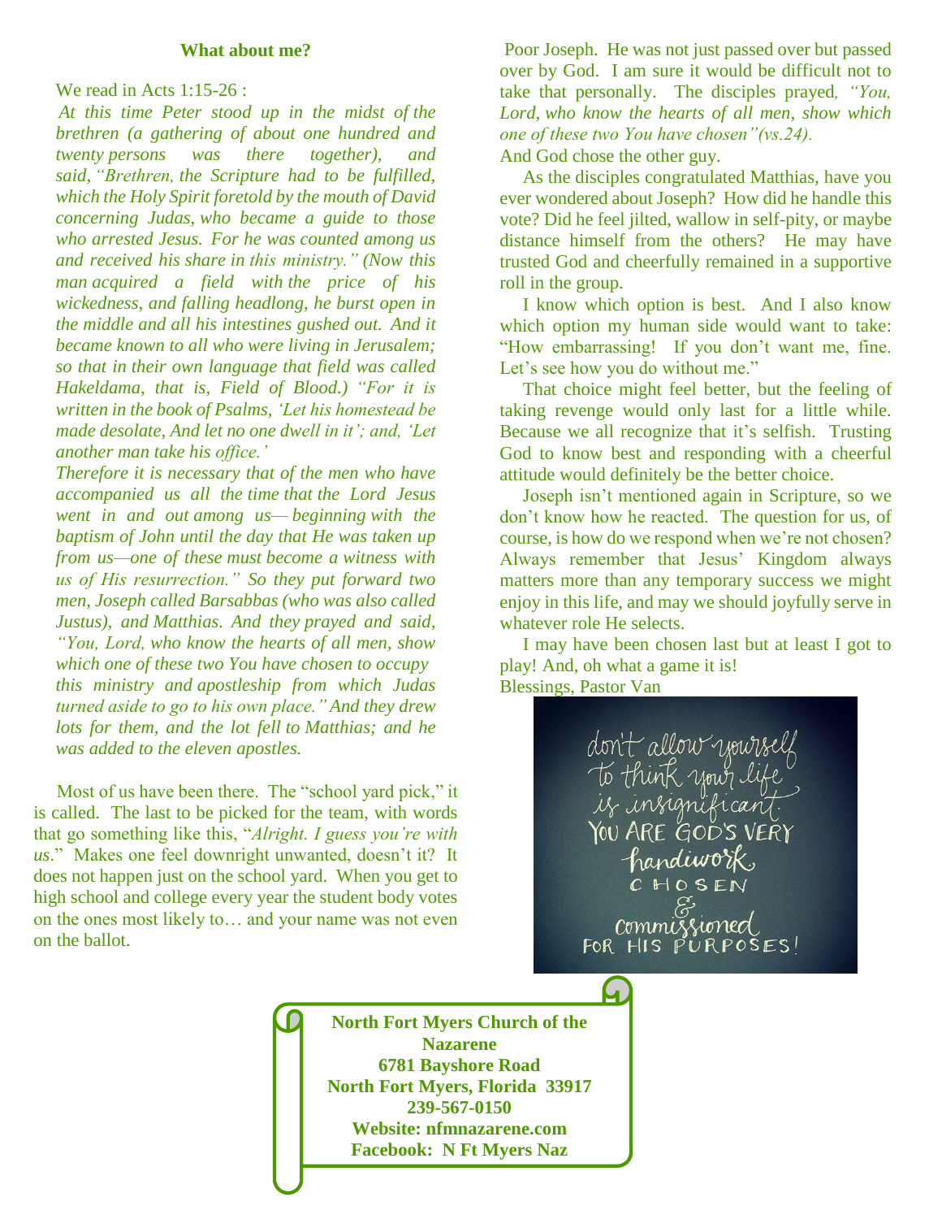## What about me?

We read in Acts 1:15-26 :

*At this time Peter stood up in the midst of the brethren (a gathering of about one hundred and twenty persons was there together), and said, "Brethren, the Scripture had to be fulfilled, which the Holy Spirit foretold by the mouth of David concerning Judas, who became a guide to those who arrested Jesus. For he was counted among us and received his share in this ministry." (Now this man acquired a field with the price of his wickedness, and falling headlong, he burst open in the middle and all his intestines gushed out. And it became known to all who were living in Jerusalem; so that in their own language that field was called Hakeldama, that is, Field of Blood.) "For it is written in the book of Psalms, 'Let his homestead be made desolate, And let no one dwell in it'; and, 'Let another man take his office.'*

*Therefore it is necessary that of the men who have accompanied us all the time that the Lord Jesus went in and out among us— beginning with the baptism of John until the day that He was taken up from us—one of these must become a witness with us of His resurrection." So they put forward two men, Joseph called Barsabbas (who was also called Justus), and Matthias. And they prayed and said, "You, Lord, who know the hearts of all men, show which one of these two You have chosen to occupy this ministry and apostleship from which Judas turned aside to go to his own place." And they drew lots for them, and the lot fell to Matthias; and he was added to the eleven apostles.*

Most of us have been there. The "school yard pick," it is called. The last to be picked for the team, with words that go something like this, "*Alright. I guess you're with us*." Makes one feel downright unwanted, doesn't it? It does not happen just on the school yard. When you get to high school and college every year the student body votes on the ones most likely to… and your name was not even on the ballot.

Poor Joseph. He was not just passed over but passed over by God. I am sure it would be difficult not to take that personally. The disciples prayed, *"You, Lord, who know the hearts of all men, show which one of these two You have chosen"(vs.24).* And God chose the other guy.

As the disciples congratulated Matthias, have you ever wondered about Joseph? How did he handle this vote? Did he feel jilted, wallow in self-pity, or maybe distance himself from the others? He may have trusted God and cheerfully remained in a supportive roll in the group.

I know which option is best. And I also know which option my human side would want to take: "How embarrassing! If you don't want me, fine. Let's see how you do without me."

That choice might feel better, but the feeling of taking revenge would only last for a little while. Because we all recognize that it's selfish. Trusting God to know best and responding with a cheerful attitude would definitely be the better choice.

Joseph isn't mentioned again in Scripture, so we don't know how he reacted. The question for us, of course, is how do we respond when we're not chosen? Always remember that Jesus' Kingdom always matters more than any temporary success we might enjoy in this life, and may we should joyfully serve in whatever role He selects.

I may have been chosen last but at least I got to play! And, oh what a game it is!

Blessings, Pastor Van

don't allow yourself to think your life is insignificant. YOU ARE GOD'S VERY handiwork, CHOSEN & commissioned FOR HIS PURPOSES!

**North Fort Myers Church of the Nazarene**
**6781 Bayshore Road**
**North Fort Myers, Florida 33917**
**239-567-0150**
**Website: nfmnazarene.com**
**Facebook: N Ft Myers Naz**